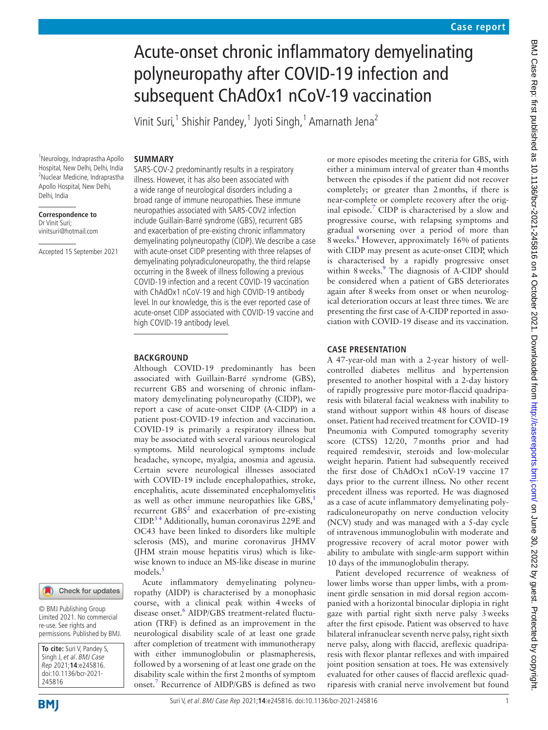# Acute-onset chronic inflammatory demyelinating polyneuropathy after COVID-19 infection and subsequent ChAdOx1 nCoV-19 vaccination

Vinit Suri,[1] Shishir Pandey,[1] Jyoti Singh,[1] Amarnath Jena[2]

[1]Neurology, Indraprastha Apollo Hospital, New Delhi, Delhi, India
[2]Nuclear Medicine, Indraprastha Apollo Hospital, New Delhi, Delhi, India

**Correspondence to**
Dr Vinit Suri;
vinitsuri@hotmail.com

Accepted 15 September 2021

© BMJ Publishing Group Limited 2021. No commercial re-use. See rights and permissions. Published by BMJ.

**To cite:** Suri V, Pandey S, Singh J, *et al. BMJ Case Rep* 2021;**14**:e245816. doi:10.1136/bcr-2021-245816

## SUMMARY

SARS-COV-2 predominantly results in a respiratory illness. However, it has also been associated with a wide range of neurological disorders including a broad range of immune neuropathies. These immune neuropathies associated with SARS-COV2 infection include Guillain-Barré syndrome (GBS), recurrent GBS and exacerbation of pre-existing chronic inflammatory demyelinating polyneuropathy (CIDP). We describe a case with acute-onset CIDP presenting with three relapses of demyelinating polyradiculoneuropathy, the third relapse occurring in the 8 week of illness following a previous COVID-19 infection and a recent COVID-19 vaccination with ChAdOx1 nCoV-19 and high COVID-19 antibody level. In our knowledge, this is the ever reported case of acute-onset CIDP associated with COVID-19 vaccine and high COVID-19 antibody level.

## BACKGROUND

Although COVID-19 predominantly has been associated with Guillain-Barré syndrome (GBS), recurrent GBS and worsening of chronic inflammatory demyelinating polyneuropathy (CIDP), we report a case of acute-onset CIDP (A-CIDP) in a patient post-COVID-19 infection and vaccination. COVID-19 is primarily a respiratory illness but may be associated with several various neurological symptoms. Mild neurological symptoms include headache, syncope, myalgia, anosmia and ageusia. Certain severe neurological illnesses associated with COVID-19 include encephalopathies, stroke, encephalitis, acute disseminated encephalomyelitis as well as other immune neuropathies like GBS,[1] recurrent GBS[2] and exacerbation of pre-existing CIDP.[3 4] Additionally, human coronavirus 229E and OC43 have been linked to disorders like multiple sclerosis (MS), and murine coronavirus JHMV (JHM strain mouse hepatitis virus) which is likewise known to induce an MS-like disease in murine models.[5]

Acute inflammatory demyelinating polyneuropathy (AIDP) is characterised by a monophasic course, with a clinical peak within 4 weeks of disease onset.[6] AIDP/GBS treatment-related fluctuation (TRF) is defined as an improvement in the neurological disability scale of at least one grade after completion of treatment with immunotherapy with either immunoglobulin or plasmapheresis, followed by a worsening of at least one grade on the disability scale within the first 2 months of symptom onset.[7] Recurrence of AIDP/GBS is defined as two or more episodes meeting the criteria for GBS, with either a minimum interval of greater than 4 months between the episodes if the patient did not recover completely; or greater than 2 months, if there is near-complete or complete recovery after the original episode.[7] CIDP is characterised by a slow and progressive course, with relapsing symptoms and gradual worsening over a period of more than 8 weeks.[8] However, approximately 16% of patients with CIDP may present as acute-onset CIDP, which is characterised by a rapidly progressive onset within 8 weeks.[9] The diagnosis of A-CIDP should be considered when a patient of GBS deteriorates again after 8 weeks from onset or when neurological deterioration occurs at least three times. We are presenting the first case of A-CIDP reported in association with COVID-19 disease and its vaccination.

## CASE PRESENTATION

A 47-year-old man with a 2-year history of well-controlled diabetes mellitus and hypertension presented to another hospital with a 2-day history of rapidly progressive pure motor-flaccid quadriparesis with bilateral facial weakness with inability to stand without support within 48 hours of disease onset. Patient had received treatment for COVID-19 Pneumonia with Computed tomography severity score (CTSS) 12/20, 7 months prior and had required remdesivir, steroids and low-molecular weight heparin. Patient had subsequently received the first dose of ChAdOx1 nCoV-19 vaccine 17 days prior to the current illness. No other recent precedent illness was reported. He was diagnosed as a case of acute inflammatory demyelinating polyradiculoneuropathy on nerve conduction velocity (NCV) study and was managed with a 5-day cycle of intravenous immunoglobulin with moderate and progressive recovery of acral motor power with ability to ambulate with single-arm support within 10 days of the immunoglobulin therapy.

Patient developed recurrence of weakness of lower limbs worse than upper limbs, with a prominent girdle sensation in mid dorsal region accompanied with a horizontal binocular diplopia in right gaze with partial right sixth nerve palsy 3 weeks after the first episode. Patient was observed to have bilateral infranuclear seventh nerve palsy, right sixth nerve palsy, along with flaccid, areflexic quadriparesis with flexor plantar reflexes and with impaired joint position sensation at toes. He was extensively evaluated for other causes of flaccid areflexic quadriparesis with cranial nerve involvement but found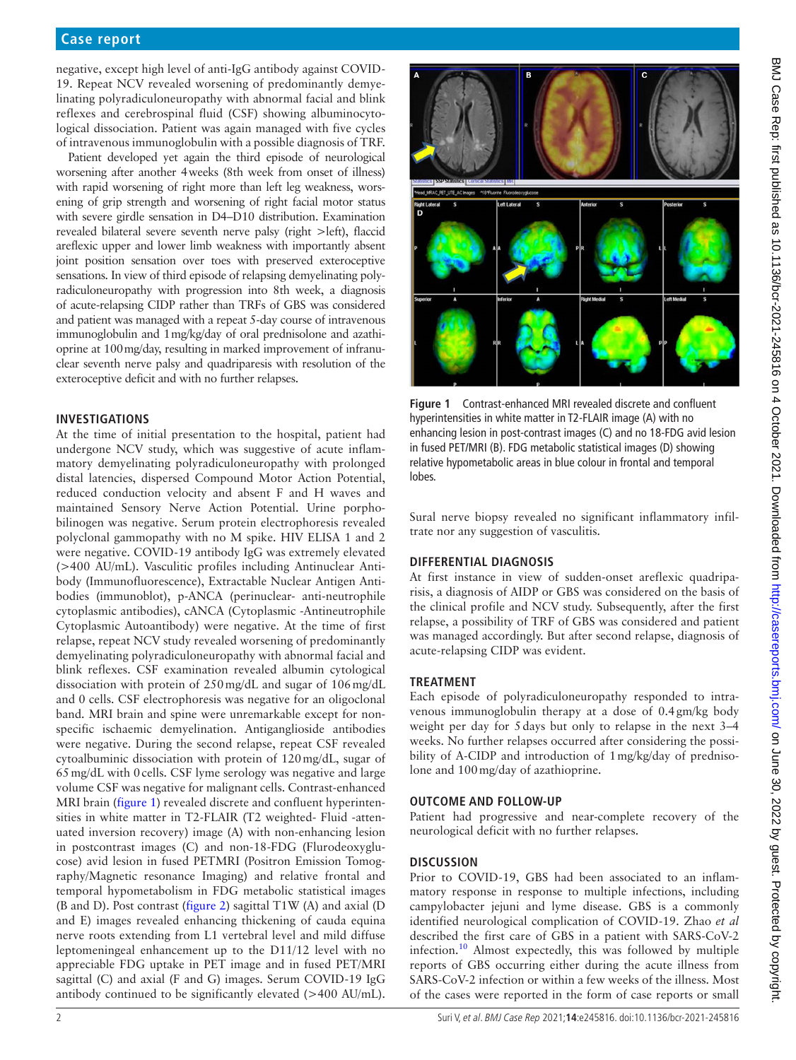negative, except high level of anti-IgG antibody against COVID-19. Repeat NCV revealed worsening of predominantly demyelinating polyradiculoneuropathy with abnormal facial and blink reflexes and cerebrospinal fluid (CSF) showing albuminocytological dissociation. Patient was again managed with five cycles of intravenous immunoglobulin with a possible diagnosis of TRF.

Patient developed yet again the third episode of neurological worsening after another 4 weeks (8th week from onset of illness) with rapid worsening of right more than left leg weakness, worsening of grip strength and worsening of right facial motor status with severe girdle sensation in D4–D10 distribution. Examination revealed bilateral severe seventh nerve palsy (right >left), flaccid areflexic upper and lower limb weakness with importantly absent joint position sensation over toes with preserved exteroceptive sensations. In view of third episode of relapsing demyelinating polyradiculoneuropathy with progression into 8th week, a diagnosis of acute-relapsing CIDP rather than TRFs of GBS was considered and patient was managed with a repeat 5-day course of intravenous immunoglobulin and 1 mg/kg/day of oral prednisolone and azathioprine at 100 mg/day, resulting in marked improvement of infranuclear seventh nerve palsy and quadriparesis with resolution of the exteroceptive deficit and with no further relapses.

## INVESTIGATIONS

At the time of initial presentation to the hospital, patient had undergone NCV study, which was suggestive of acute inflammatory demyelinating polyradiculoneuropathy with prolonged distal latencies, dispersed Compound Motor Action Potential, reduced conduction velocity and absent F and H waves and maintained Sensory Nerve Action Potential. Urine porphobilinogen was negative. Serum protein electrophoresis revealed polyclonal gammopathy with no M spike. HIV ELISA 1 and 2 were negative. COVID-19 antibody IgG was extremely elevated (>400 AU/mL). Vasculitic profiles including Antinuclear Antibody (Immunofluorescence), Extractable Nuclear Antigen Antibodies (immunoblot), p-ANCA (perinuclear- anti-neutrophile cytoplasmic antibodies), cANCA (Cytoplasmic -Antineutrophile Cytoplasmic Autoantibody) were negative. At the time of first relapse, repeat NCV study revealed worsening of predominantly demyelinating polyradiculoneuropathy with abnormal facial and blink reflexes. CSF examination revealed albumin cytological dissociation with protein of 250 mg/dL and sugar of 106 mg/dL and 0 cells. CSF electrophoresis was negative for an oligoclonal band. MRI brain and spine were unremarkable except for non-specific ischaemic demyelination. Antiganglioside antibodies were negative. During the second relapse, repeat CSF revealed cytoalbuminic dissociation with protein of 120 mg/dL, sugar of 65 mg/dL with 0 cells. CSF lyme serology was negative and large volume CSF was negative for malignant cells. Contrast-enhanced MRI brain (figure 1) revealed discrete and confluent hyperintensities in white matter in T2-FLAIR (T2 weighted- Fluid -attenuated inversion recovery) image (A) with non-enhancing lesion in postcontrast images (C) and non-18-FDG (Flurodeoxyglucose) avid lesion in fused PETMRI (Positron Emission Tomography/Magnetic resonance Imaging) and relative frontal and temporal hypometabolism in FDG metabolic statistical images (B and D). Post contrast (figure 2) sagittal T1W (A) and axial (D and E) images revealed enhancing thickening of cauda equina nerve roots extending from L1 vertebral level and mild diffuse leptomeningeal enhancement up to the D11/12 level with no appreciable FDG uptake in PET image and in fused PET/MRI sagittal (C) and axial (F and G) images. Serum COVID-19 IgG antibody continued to be significantly elevated (>400 AU/mL).

Figure 1 Contrast-enhanced MRI revealed discrete and confluent hyperintensities in white matter in T2-FLAIR image (A) with no enhancing lesion in post-contrast images (C) and no 18-FDG avid lesion in fused PET/MRI (B). FDG metabolic statistical images (D) showing relative hypometabolic areas in blue colour in frontal and temporal lobes.

Sural nerve biopsy revealed no significant inflammatory infiltrate nor any suggestion of vasculitis.

## DIFFERENTIAL DIAGNOSIS

At first instance in view of sudden-onset areflexic quadriparisis, a diagnosis of AIDP or GBS was considered on the basis of the clinical profile and NCV study. Subsequently, after the first relapse, a possibility of TRF of GBS was considered and patient was managed accordingly. But after second relapse, diagnosis of acute-relapsing CIDP was evident.

## TREATMENT

Each episode of polyradiculoneuropathy responded to intravenous immunoglobulin therapy at a dose of 0.4 gm/kg body weight per day for 5 days but only to relapse in the next 3–4 weeks. No further relapses occurred after considering the possibility of A-CIDP and introduction of 1 mg/kg/day of prednisolone and 100 mg/day of azathioprine.

## OUTCOME AND FOLLOW-UP

Patient had progressive and near-complete recovery of the neurological deficit with no further relapses.

## DISCUSSION

Prior to COVID-19, GBS had been associated to an inflammatory response in response to multiple infections, including campylobacter jejuni and lyme disease. GBS is a commonly identified neurological complication of COVID-19. Zhao *et al* described the first care of GBS in a patient with SARS-CoV-2 infection.[10] Almost expectedly, this was followed by multiple reports of GBS occurring either during the acute illness from SARS-CoV-2 infection or within a few weeks of the illness. Most of the cases were reported in the form of case reports or small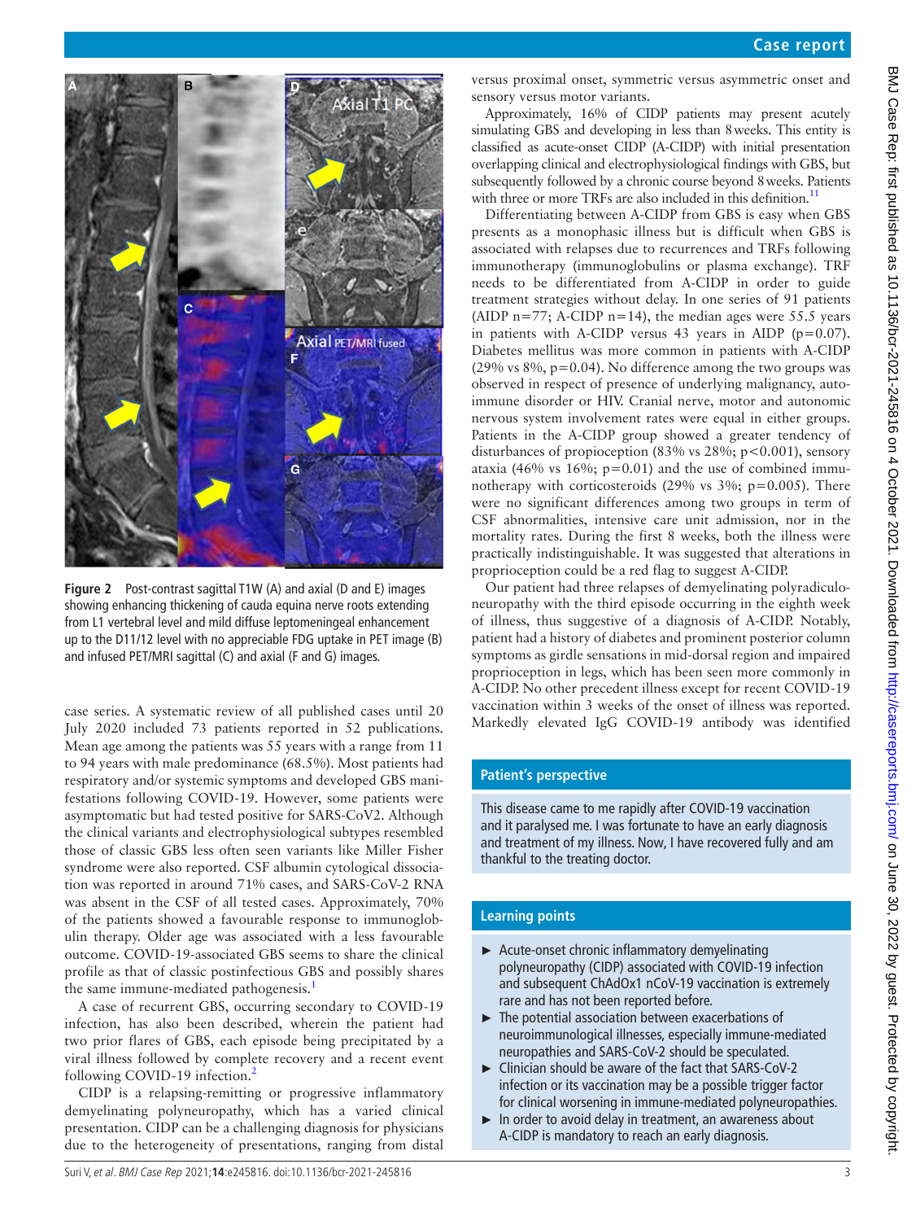Figure 2 Post-contrast sagittal T1W (A) and axial (D and E) images showing enhancing thickening of cauda equina nerve roots extending from L1 vertebral level and mild diffuse leptomeningeal enhancement up to the D11/12 level with no appreciable FDG uptake in PET image (B) and infused PET/MRI sagittal (C) and axial (F and G) images.

case series. A systematic review of all published cases until 20 July 2020 included 73 patients reported in 52 publications. Mean age among the patients was 55 years with a range from 11 to 94 years with male predominance (68.5%). Most patients had respiratory and/or systemic symptoms and developed GBS manifestations following COVID-19. However, some patients were asymptomatic but had tested positive for SARS-CoV2. Although the clinical variants and electrophysiological subtypes resembled those of classic GBS less often seen variants like Miller Fisher syndrome were also reported. CSF albumin cytological dissociation was reported in around 71% cases, and SARS-CoV-2 RNA was absent in the CSF of all tested cases. Approximately, 70% of the patients showed a favourable response to immunoglobulin therapy. Older age was associated with a less favourable outcome. COVID-19-associated GBS seems to share the clinical profile as that of classic postinfectious GBS and possibly shares the same immune-mediated pathogenesis.[1]

A case of recurrent GBS, occurring secondary to COVID-19 infection, has also been described, wherein the patient had two prior flares of GBS, each episode being precipitated by a viral illness followed by complete recovery and a recent event following COVID-19 infection.[2]

CIDP is a relapsing-remitting or progressive inflammatory demyelinating polyneuropathy, which has a varied clinical presentation. CIDP can be a challenging diagnosis for physicians due to the heterogeneity of presentations, ranging from distal versus proximal onset, symmetric versus asymmetric onset and sensory versus motor variants.

Approximately, 16% of CIDP patients may present acutely simulating GBS and developing in less than 8 weeks. This entity is classified as acute-onset CIDP (A-CIDP) with initial presentation overlapping clinical and electrophysiological findings with GBS, but subsequently followed by a chronic course beyond 8 weeks. Patients with three or more TRFs are also included in this definition.[11]

Differentiating between A-CIDP from GBS is easy when GBS presents as a monophasic illness but is difficult when GBS is associated with relapses due to recurrences and TRFs following immunotherapy (immunoglobulins or plasma exchange). TRF needs to be differentiated from A-CIDP in order to guide treatment strategies without delay. In one series of 91 patients (AIDP n=77; A-CIDP n=14), the median ages were 55.5 years in patients with A-CIDP versus 43 years in AIDP (p=0.07). Diabetes mellitus was more common in patients with A-CIDP (29% vs 8%, p=0.04). No difference among the two groups was observed in respect of presence of underlying malignancy, autoimmune disorder or HIV. Cranial nerve, motor and autonomic nervous system involvement rates were equal in either groups. Patients in the A-CIDP group showed a greater tendency of disturbances of proprioception (83% vs 28%; p<0.001), sensory ataxia (46% vs 16%; p=0.01) and the use of combined immunotherapy with corticosteroids (29% vs 3%; p=0.005). There were no significant differences among two groups in term of CSF abnormalities, intensive care unit admission, nor in the mortality rates. During the first 8 weeks, both the illness were practically indistinguishable. It was suggested that alterations in proprioception could be a red flag to suggest A-CIDP.

Our patient had three relapses of demyelinating polyradiculoneuropathy with the third episode occurring in the eighth week of illness, thus suggestive of a diagnosis of A-CIDP. Notably, patient had a history of diabetes and prominent posterior column symptoms as girdle sensations in mid-dorsal region and impaired proprioception in legs, which has been seen more commonly in A-CIDP. No other precedent illness except for recent COVID-19 vaccination within 3 weeks of the onset of illness was reported. Markedly elevated IgG COVID-19 antibody was identified

## Patient's perspective

This disease came to me rapidly after COVID-19 vaccination and it paralysed me. I was fortunate to have an early diagnosis and treatment of my illness. Now, I have recovered fully and am thankful to the treating doctor.

## Learning points

- Acute-onset chronic inflammatory demyelinating polyneuropathy (CIDP) associated with COVID-19 infection and subsequent ChAdOx1 nCoV-19 vaccination is extremely rare and has not been reported before.
- The potential association between exacerbations of neuroimmunological illnesses, especially immune-mediated neuropathies and SARS-CoV-2 should be speculated.
- Clinician should be aware of the fact that SARS-CoV-2 infection or its vaccination may be a possible trigger factor for clinical worsening in immune-mediated polyneuropathies.
- In order to avoid delay in treatment, an awareness about A-CIDP is mandatory to reach an early diagnosis.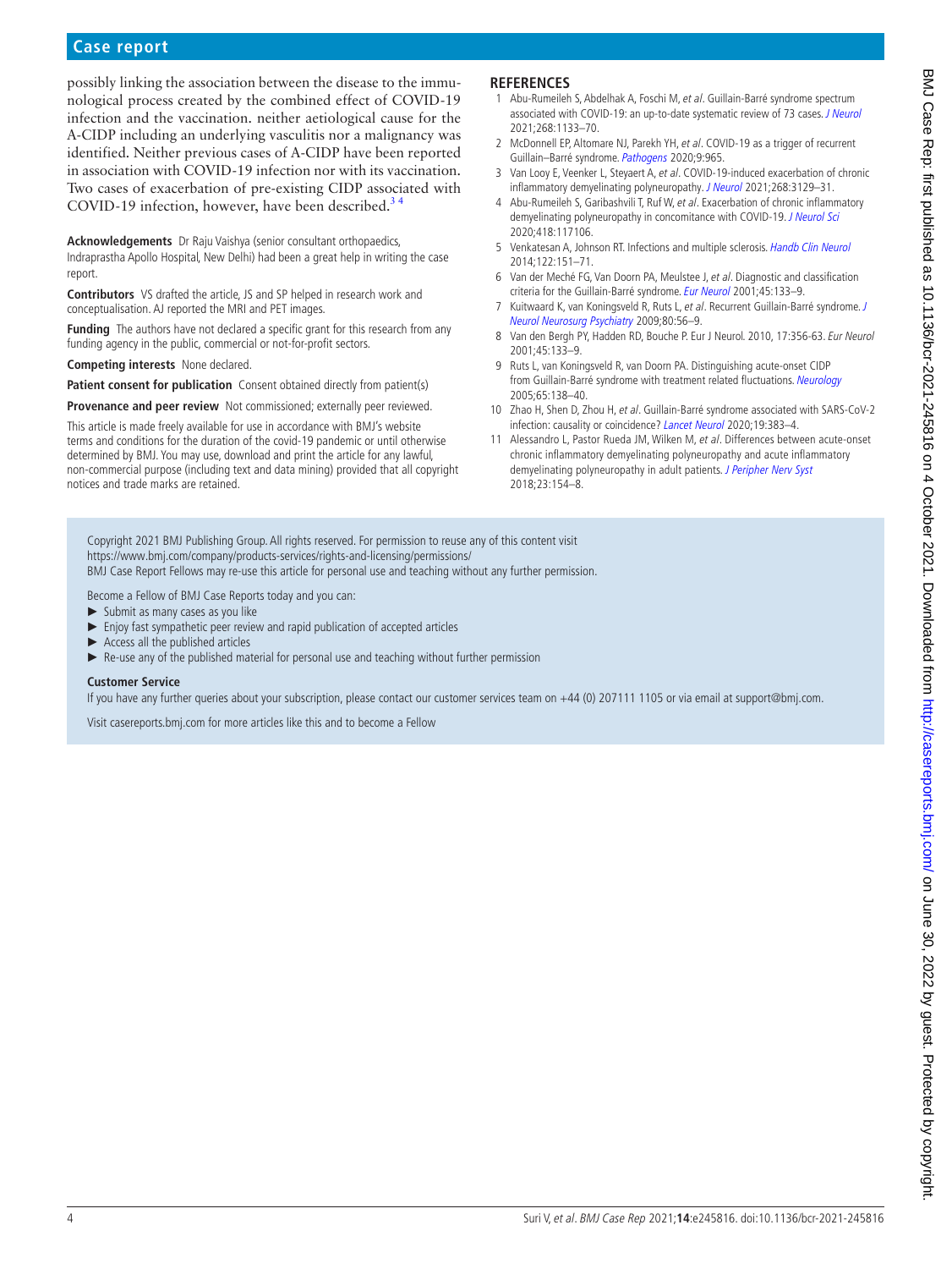possibly linking the association between the disease to the immunological process created by the combined effect of COVID-19 infection and the vaccination. neither aetiological cause for the A-CIDP including an underlying vasculitis nor a malignancy was identified. Neither previous cases of A-CIDP have been reported in association with COVID-19 infection nor with its vaccination. Two cases of exacerbation of pre-existing CIDP associated with COVID-19 infection, however, have been described.[3 4]

**Acknowledgements** Dr Raju Vaishya (senior consultant orthopaedics, Indraprastha Apollo Hospital, New Delhi) had been a great help in writing the case report.

**Contributors** VS drafted the article, JS and SP helped in research work and conceptualisation. AJ reported the MRI and PET images.

**Funding** The authors have not declared a specific grant for this research from any funding agency in the public, commercial or not-for-profit sectors.

**Competing interests** None declared.

**Patient consent for publication** Consent obtained directly from patient(s)

**Provenance and peer review** Not commissioned; externally peer reviewed.

This article is made freely available for use in accordance with BMJ's website terms and conditions for the duration of the covid-19 pandemic or until otherwise determined by BMJ. You may use, download and print the article for any lawful, non-commercial purpose (including text and data mining) provided that all copyright notices and trade marks are retained.

## REFERENCES

1. Abu-Rumeileh S, Abdelhak A, Foschi M, *et al*. Guillain-Barré syndrome spectrum associated with COVID-19: an up-to-date systematic review of 73 cases. *J Neurol* 2021;268:1133–70.
2. McDonnell EP, Altomare NJ, Parekh YH, *et al*. COVID-19 as a trigger of recurrent Guillain–Barré syndrome. *Pathogens* 2020;9:965.
3. Van Looy E, Veenker L, Steyaert A, *et al*. COVID-19-induced exacerbation of chronic inflammatory demyelinating polyneuropathy. *J Neurol* 2021;268:3129–31.
4. Abu-Rumeileh S, Garibashvili T, Ruf W, *et al*. Exacerbation of chronic inflammatory demyelinating polyneuropathy in concomitance with COVID-19. *J Neurol Sci* 2020;418:117106.
5. Venkatesan A, Johnson RT. Infections and multiple sclerosis. *Handb Clin Neurol* 2014;122:151–71.
6. Van der Meché FG, Van Doorn PA, Meulstee J, *et al*. Diagnostic and classification criteria for the Guillain-Barré syndrome. *Eur Neurol* 2001;45:133–9.
7. Kuitwaard K, van Koningsveld R, Ruts L, *et al*. Recurrent Guillain-Barré syndrome. *J Neurol Neurosurg Psychiatry* 2009;80:56–9.
8. Van den Bergh PY, Hadden RD, Bouche P. Eur J Neurol. 2010, 17:356-63. *Eur Neurol* 2001;45:133–9.
9. Ruts L, van Koningsveld R, van Doorn PA. Distinguishing acute-onset CIDP from Guillain-Barré syndrome with treatment related fluctuations. *Neurology* 2005;65:138–40.
10. Zhao H, Shen D, Zhou H, *et al*. Guillain-Barré syndrome associated with SARS-CoV-2 infection: causality or coincidence? *Lancet Neurol* 2020;19:383–4.
11. Alessandro L, Pastor Rueda JM, Wilken M, *et al*. Differences between acute-onset chronic inflammatory demyelinating polyneuropathy and acute inflammatory demyelinating polyneuropathy in adult patients. *J Peripher Nerv Syst* 2018;23:154–8.

Copyright 2021 BMJ Publishing Group. All rights reserved. For permission to reuse any of this content visit https://www.bmj.com/company/products-services/rights-and-licensing/permissions/
BMJ Case Report Fellows may re-use this article for personal use and teaching without any further permission.

Become a Fellow of BMJ Case Reports today and you can:

- Submit as many cases as you like
- Enjoy fast sympathetic peer review and rapid publication of accepted articles
- Access all the published articles
- Re-use any of the published material for personal use and teaching without further permission

**Customer Service**

If you have any further queries about your subscription, please contact our customer services team on +44 (0) 207111 1105 or via email at support@bmj.com.

Visit casereports.bmj.com for more articles like this and to become a Fellow